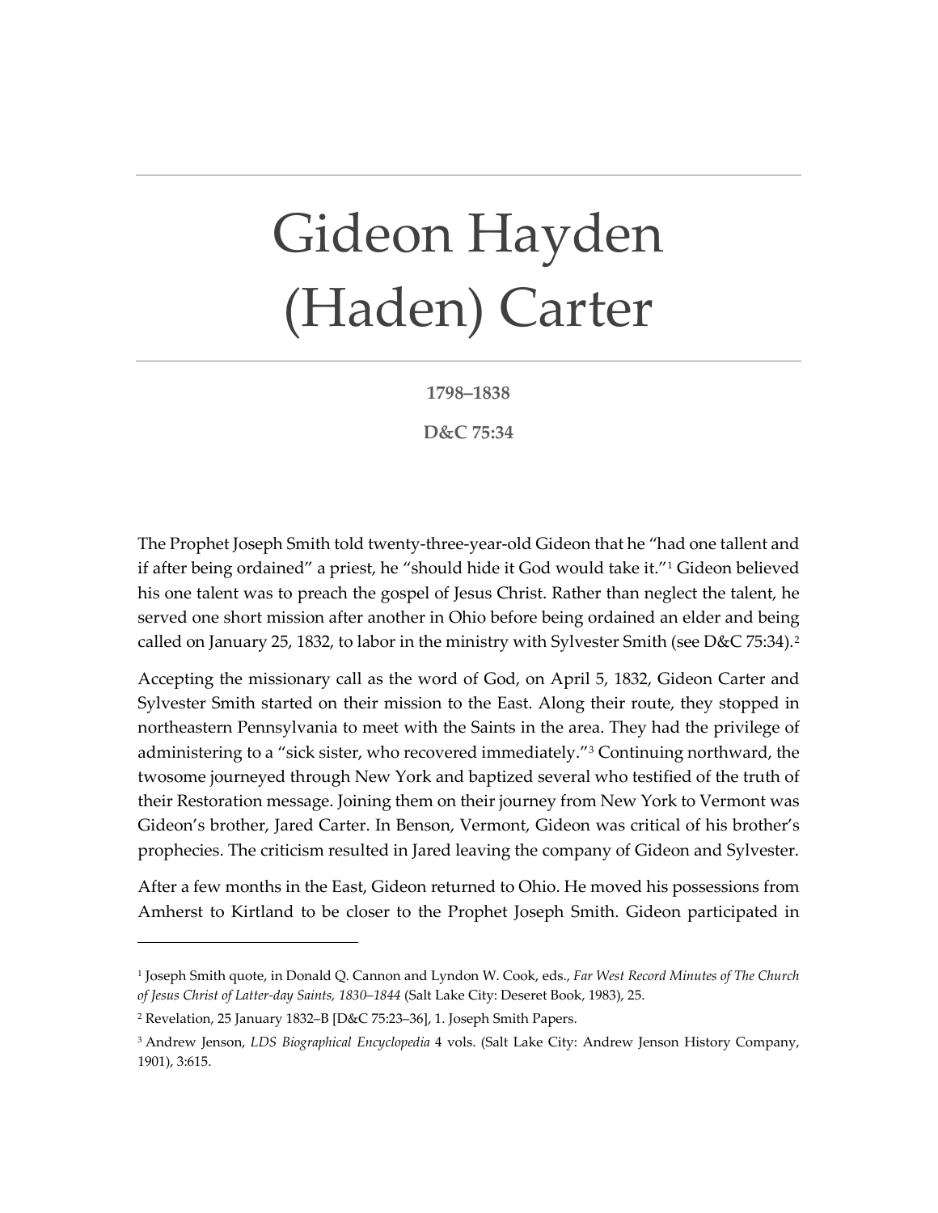# Gideon Hayden (Haden) Carter

**1798–1838**

**D&C 75:34**

The Prophet Joseph Smith told twenty-three-year-old Gideon that he "had one tallent and if after being ordained" a priest, he "should hide it God would take it."[1] Gideon believed his one talent was to preach the gospel of Jesus Christ. Rather than neglect the talent, he served one short mission after another in Ohio before being ordained an elder and being called on January 25, 1832, to labor in the ministry with Sylvester Smith (see D&C 75:34).[2]

Accepting the missionary call as the word of God, on April 5, 1832, Gideon Carter and Sylvester Smith started on their mission to the East. Along their route, they stopped in northeastern Pennsylvania to meet with the Saints in the area. They had the privilege of administering to a "sick sister, who recovered immediately."[3] Continuing northward, the twosome journeyed through New York and baptized several who testified of the truth of their Restoration message. Joining them on their journey from New York to Vermont was Gideon's brother, Jared Carter. In Benson, Vermont, Gideon was critical of his brother's prophecies. The criticism resulted in Jared leaving the company of Gideon and Sylvester.

After a few months in the East, Gideon returned to Ohio. He moved his possessions from Amherst to Kirtland to be closer to the Prophet Joseph Smith. Gideon participated in

---

[1] Joseph Smith quote, in Donald Q. Cannon and Lyndon W. Cook, eds., *Far West Record Minutes of The Church of Jesus Christ of Latter-day Saints, 1830–1844* (Salt Lake City: Deseret Book, 1983), 25.

[2] Revelation, 25 January 1832–B [D&C 75:23–36], 1. Joseph Smith Papers.

[3] Andrew Jenson, *LDS Biographical Encyclopedia* 4 vols. (Salt Lake City: Andrew Jenson History Company, 1901), 3:615.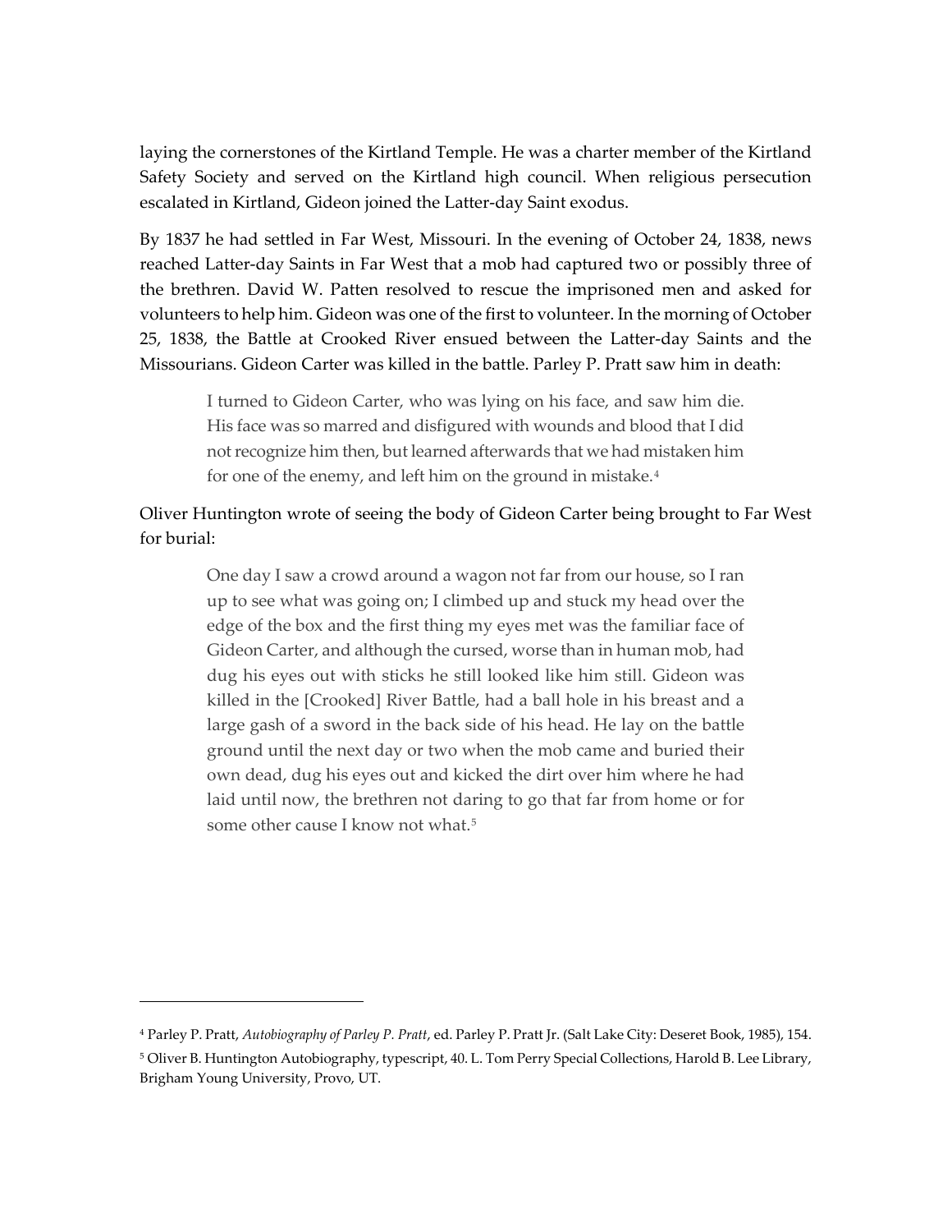laying the cornerstones of the Kirtland Temple. He was a charter member of the Kirtland Safety Society and served on the Kirtland high council. When religious persecution escalated in Kirtland, Gideon joined the Latter-day Saint exodus.

By 1837 he had settled in Far West, Missouri. In the evening of October 24, 1838, news reached Latter-day Saints in Far West that a mob had captured two or possibly three of the brethren. David W. Patten resolved to rescue the imprisoned men and asked for volunteers to help him. Gideon was one of the first to volunteer. In the morning of October 25, 1838, the Battle at Crooked River ensued between the Latter-day Saints and the Missourians. Gideon Carter was killed in the battle. Parley P. Pratt saw him in death:

> I turned to Gideon Carter, who was lying on his face, and saw him die. His face was so marred and disfigured with wounds and blood that I did not recognize him then, but learned afterwards that we had mistaken him for one of the enemy, and left him on the ground in mistake.[4]

Oliver Huntington wrote of seeing the body of Gideon Carter being brought to Far West for burial:

> One day I saw a crowd around a wagon not far from our house, so I ran up to see what was going on; I climbed up and stuck my head over the edge of the box and the first thing my eyes met was the familiar face of Gideon Carter, and although the cursed, worse than in human mob, had dug his eyes out with sticks he still looked like him still. Gideon was killed in the [Crooked] River Battle, had a ball hole in his breast and a large gash of a sword in the back side of his head. He lay on the battle ground until the next day or two when the mob came and buried their own dead, dug his eyes out and kicked the dirt over him where he had laid until now, the brethren not daring to go that far from home or for some other cause I know not what.[5]

---

[4] Parley P. Pratt, *Autobiography of Parley P. Pratt*, ed. Parley P. Pratt Jr. (Salt Lake City: Deseret Book, 1985), 154.

[5] Oliver B. Huntington Autobiography, typescript, 40. L. Tom Perry Special Collections, Harold B. Lee Library, Brigham Young University, Provo, UT.